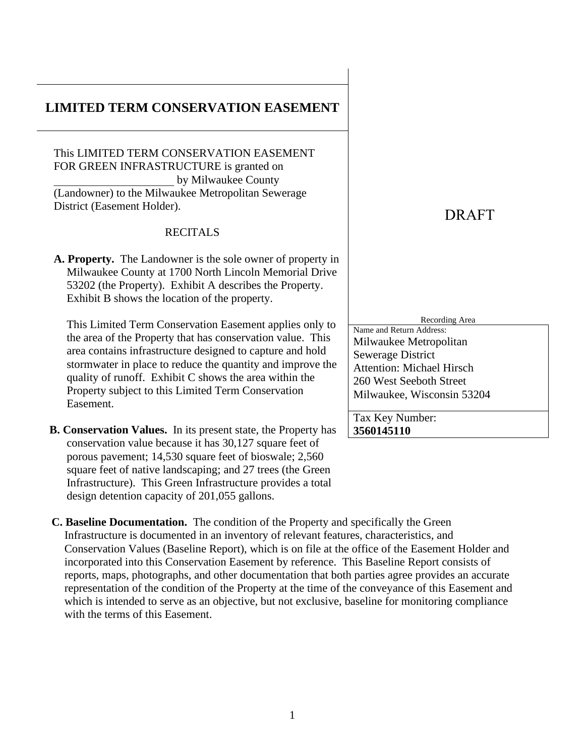# LIMITED TERM CONSERVATION EASEMENT

DRAFT

Recording Area

Name and Return Address:
Milwaukee Metropolitan Sewerage District
Attention: Michael Hirsch
260 West Seeboth Street
Milwaukee, Wisconsin 53204

Tax Key Number:
**3560145110**

This LIMITED TERM CONSERVATION EASEMENT FOR GREEN INFRASTRUCTURE is granted on _____________________ by Milwaukee County (Landowner) to the Milwaukee Metropolitan Sewerage District (Easement Holder).

RECITALS

**A. Property.** The Landowner is the sole owner of property in Milwaukee County at 1700 North Lincoln Memorial Drive 53202 (the Property). Exhibit A describes the Property. Exhibit B shows the location of the property.

This Limited Term Conservation Easement applies only to the area of the Property that has conservation value. This area contains infrastructure designed to capture and hold stormwater in place to reduce the quantity and improve the quality of runoff. Exhibit C shows the area within the Property subject to this Limited Term Conservation Easement.

**B. Conservation Values.** In its present state, the Property has conservation value because it has 30,127 square feet of porous pavement; 14,530 square feet of bioswale; 2,560 square feet of native landscaping; and 27 trees (the Green Infrastructure). This Green Infrastructure provides a total design detention capacity of 201,055 gallons.

**C. Baseline Documentation.** The condition of the Property and specifically the Green Infrastructure is documented in an inventory of relevant features, characteristics, and Conservation Values (Baseline Report), which is on file at the office of the Easement Holder and incorporated into this Conservation Easement by reference. This Baseline Report consists of reports, maps, photographs, and other documentation that both parties agree provides an accurate representation of the condition of the Property at the time of the conveyance of this Easement and which is intended to serve as an objective, but not exclusive, baseline for monitoring compliance with the terms of this Easement.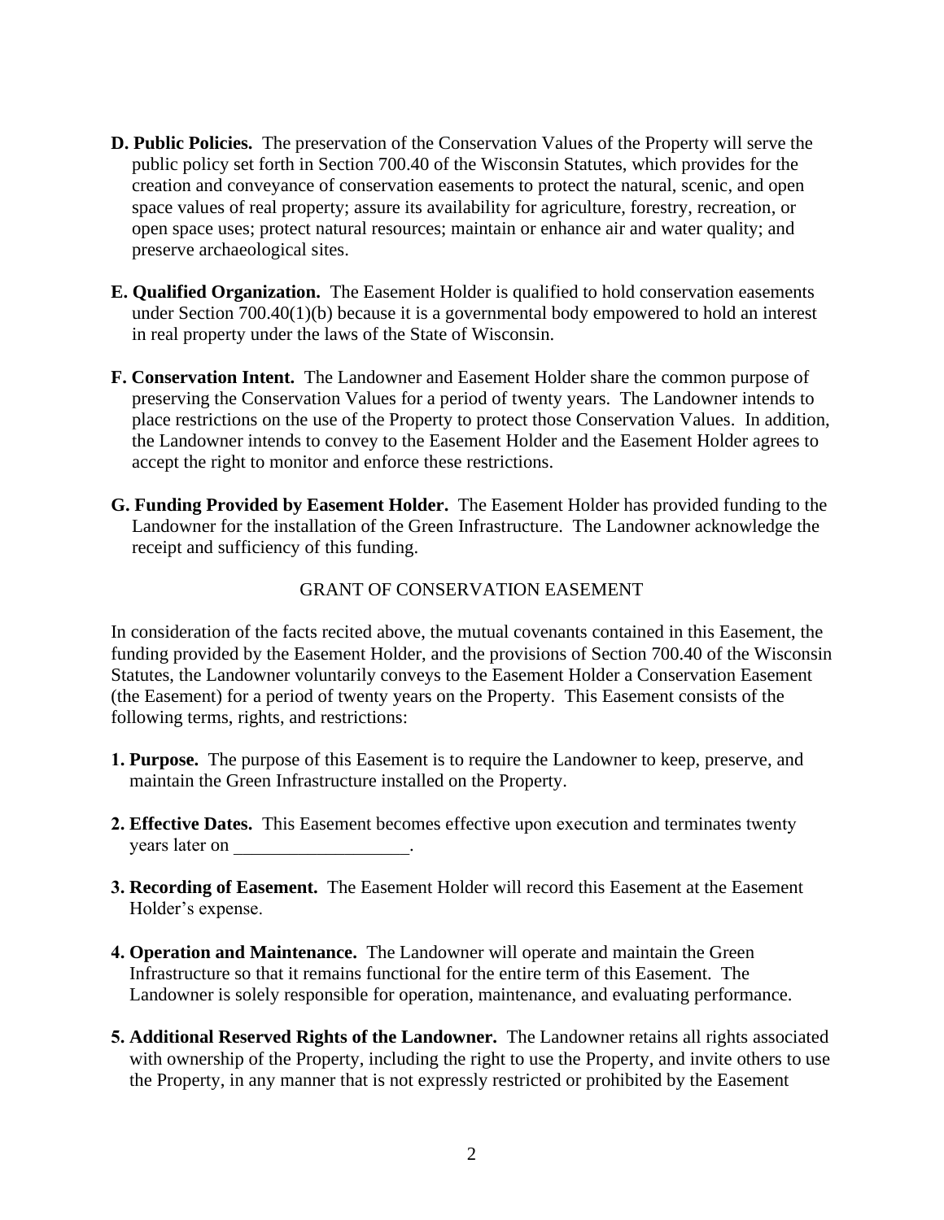**D. Public Policies.** The preservation of the Conservation Values of the Property will serve the public policy set forth in Section 700.40 of the Wisconsin Statutes, which provides for the creation and conveyance of conservation easements to protect the natural, scenic, and open space values of real property; assure its availability for agriculture, forestry, recreation, or open space uses; protect natural resources; maintain or enhance air and water quality; and preserve archaeological sites.

**E. Qualified Organization.** The Easement Holder is qualified to hold conservation easements under Section 700.40(1)(b) because it is a governmental body empowered to hold an interest in real property under the laws of the State of Wisconsin.

**F. Conservation Intent.** The Landowner and Easement Holder share the common purpose of preserving the Conservation Values for a period of twenty years. The Landowner intends to place restrictions on the use of the Property to protect those Conservation Values. In addition, the Landowner intends to convey to the Easement Holder and the Easement Holder agrees to accept the right to monitor and enforce these restrictions.

**G. Funding Provided by Easement Holder.** The Easement Holder has provided funding to the Landowner for the installation of the Green Infrastructure. The Landowner acknowledge the receipt and sufficiency of this funding.

GRANT OF CONSERVATION EASEMENT

In consideration of the facts recited above, the mutual covenants contained in this Easement, the funding provided by the Easement Holder, and the provisions of Section 700.40 of the Wisconsin Statutes, the Landowner voluntarily conveys to the Easement Holder a Conservation Easement (the Easement) for a period of twenty years on the Property. This Easement consists of the following terms, rights, and restrictions:

**1. Purpose.** The purpose of this Easement is to require the Landowner to keep, preserve, and maintain the Green Infrastructure installed on the Property.

**2. Effective Dates.** This Easement becomes effective upon execution and terminates twenty years later on ___________________.

**3. Recording of Easement.** The Easement Holder will record this Easement at the Easement Holder's expense.

**4. Operation and Maintenance.** The Landowner will operate and maintain the Green Infrastructure so that it remains functional for the entire term of this Easement. The Landowner is solely responsible for operation, maintenance, and evaluating performance.

**5. Additional Reserved Rights of the Landowner.** The Landowner retains all rights associated with ownership of the Property, including the right to use the Property, and invite others to use the Property, in any manner that is not expressly restricted or prohibited by the Easement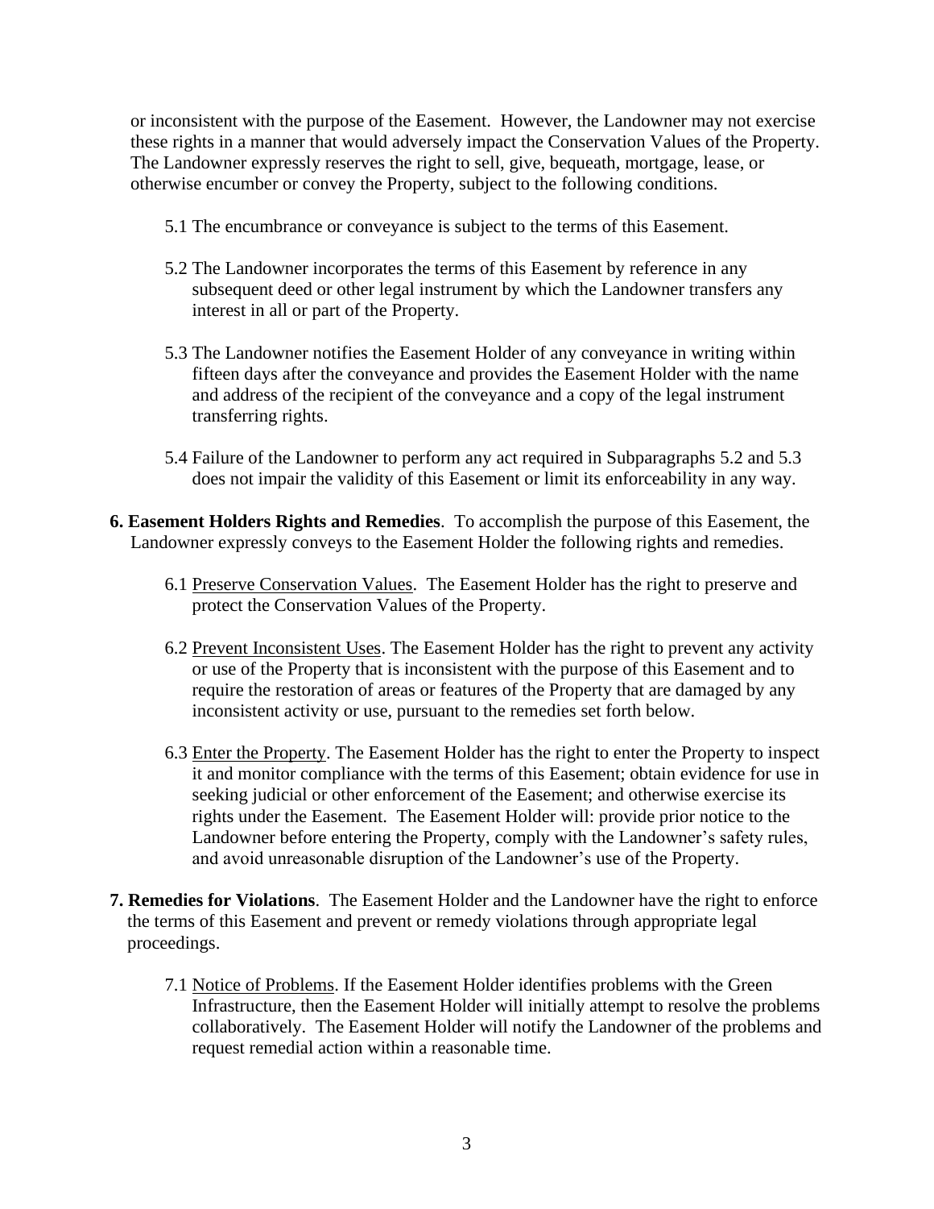or inconsistent with the purpose of the Easement. However, the Landowner may not exercise these rights in a manner that would adversely impact the Conservation Values of the Property. The Landowner expressly reserves the right to sell, give, bequeath, mortgage, lease, or otherwise encumber or convey the Property, subject to the following conditions.

5.1 The encumbrance or conveyance is subject to the terms of this Easement.

5.2 The Landowner incorporates the terms of this Easement by reference in any subsequent deed or other legal instrument by which the Landowner transfers any interest in all or part of the Property.

5.3 The Landowner notifies the Easement Holder of any conveyance in writing within fifteen days after the conveyance and provides the Easement Holder with the name and address of the recipient of the conveyance and a copy of the legal instrument transferring rights.

5.4 Failure of the Landowner to perform any act required in Subparagraphs 5.2 and 5.3 does not impair the validity of this Easement or limit its enforceability in any way.

**6. Easement Holders Rights and Remedies**. To accomplish the purpose of this Easement, the Landowner expressly conveys to the Easement Holder the following rights and remedies.

6.1 Preserve Conservation Values. The Easement Holder has the right to preserve and protect the Conservation Values of the Property.

6.2 Prevent Inconsistent Uses. The Easement Holder has the right to prevent any activity or use of the Property that is inconsistent with the purpose of this Easement and to require the restoration of areas or features of the Property that are damaged by any inconsistent activity or use, pursuant to the remedies set forth below.

6.3 Enter the Property. The Easement Holder has the right to enter the Property to inspect it and monitor compliance with the terms of this Easement; obtain evidence for use in seeking judicial or other enforcement of the Easement; and otherwise exercise its rights under the Easement. The Easement Holder will: provide prior notice to the Landowner before entering the Property, comply with the Landowner's safety rules, and avoid unreasonable disruption of the Landowner's use of the Property.

**7. Remedies for Violations**. The Easement Holder and the Landowner have the right to enforce the terms of this Easement and prevent or remedy violations through appropriate legal proceedings.

7.1 Notice of Problems. If the Easement Holder identifies problems with the Green Infrastructure, then the Easement Holder will initially attempt to resolve the problems collaboratively. The Easement Holder will notify the Landowner of the problems and request remedial action within a reasonable time.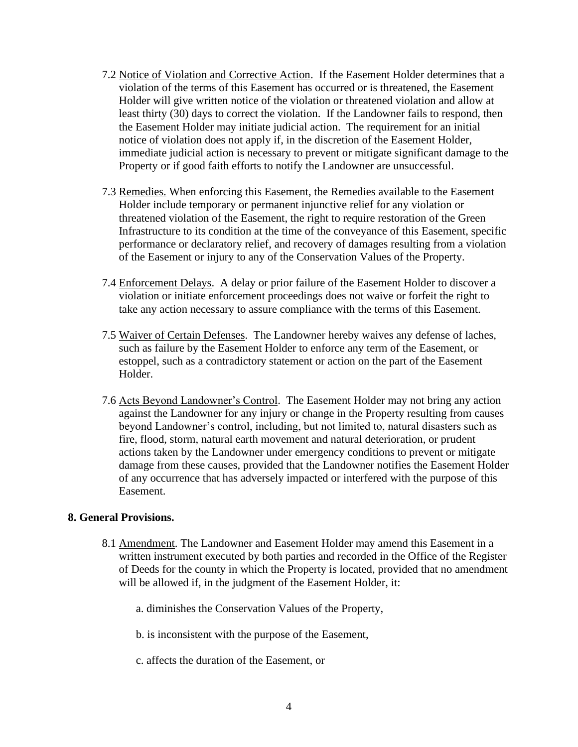7.2 Notice of Violation and Corrective Action. If the Easement Holder determines that a violation of the terms of this Easement has occurred or is threatened, the Easement Holder will give written notice of the violation or threatened violation and allow at least thirty (30) days to correct the violation. If the Landowner fails to respond, then the Easement Holder may initiate judicial action. The requirement for an initial notice of violation does not apply if, in the discretion of the Easement Holder, immediate judicial action is necessary to prevent or mitigate significant damage to the Property or if good faith efforts to notify the Landowner are unsuccessful.

7.3 Remedies. When enforcing this Easement, the Remedies available to the Easement Holder include temporary or permanent injunctive relief for any violation or threatened violation of the Easement, the right to require restoration of the Green Infrastructure to its condition at the time of the conveyance of this Easement, specific performance or declaratory relief, and recovery of damages resulting from a violation of the Easement or injury to any of the Conservation Values of the Property.

7.4 Enforcement Delays. A delay or prior failure of the Easement Holder to discover a violation or initiate enforcement proceedings does not waive or forfeit the right to take any action necessary to assure compliance with the terms of this Easement.

7.5 Waiver of Certain Defenses. The Landowner hereby waives any defense of laches, such as failure by the Easement Holder to enforce any term of the Easement, or estoppel, such as a contradictory statement or action on the part of the Easement Holder.

7.6 Acts Beyond Landowner's Control. The Easement Holder may not bring any action against the Landowner for any injury or change in the Property resulting from causes beyond Landowner's control, including, but not limited to, natural disasters such as fire, flood, storm, natural earth movement and natural deterioration, or prudent actions taken by the Landowner under emergency conditions to prevent or mitigate damage from these causes, provided that the Landowner notifies the Easement Holder of any occurrence that has adversely impacted or interfered with the purpose of this Easement.

**8. General Provisions.**

8.1 Amendment. The Landowner and Easement Holder may amend this Easement in a written instrument executed by both parties and recorded in the Office of the Register of Deeds for the county in which the Property is located, provided that no amendment will be allowed if, in the judgment of the Easement Holder, it:

a. diminishes the Conservation Values of the Property,

b. is inconsistent with the purpose of the Easement,

c. affects the duration of the Easement, or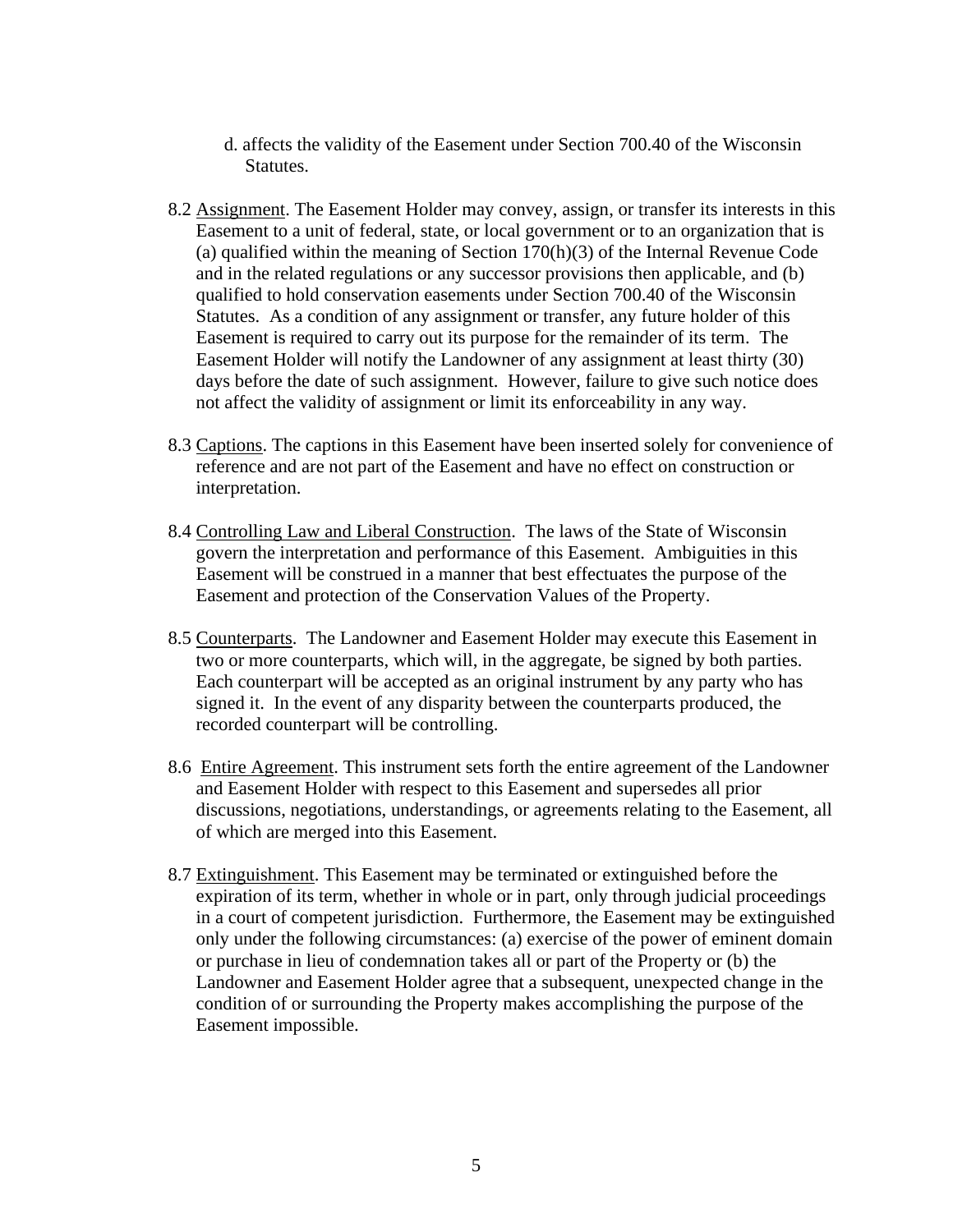d. affects the validity of the Easement under Section 700.40 of the Wisconsin Statutes.

8.2 <u>Assignment</u>. The Easement Holder may convey, assign, or transfer its interests in this Easement to a unit of federal, state, or local government or to an organization that is (a) qualified within the meaning of Section 170(h)(3) of the Internal Revenue Code and in the related regulations or any successor provisions then applicable, and (b) qualified to hold conservation easements under Section 700.40 of the Wisconsin Statutes. As a condition of any assignment or transfer, any future holder of this Easement is required to carry out its purpose for the remainder of its term. The Easement Holder will notify the Landowner of any assignment at least thirty (30) days before the date of such assignment. However, failure to give such notice does not affect the validity of assignment or limit its enforceability in any way.

8.3 <u>Captions</u>. The captions in this Easement have been inserted solely for convenience of reference and are not part of the Easement and have no effect on construction or interpretation.

8.4 <u>Controlling Law and Liberal Construction</u>. The laws of the State of Wisconsin govern the interpretation and performance of this Easement. Ambiguities in this Easement will be construed in a manner that best effectuates the purpose of the Easement and protection of the Conservation Values of the Property.

8.5 <u>Counterparts</u>. The Landowner and Easement Holder may execute this Easement in two or more counterparts, which will, in the aggregate, be signed by both parties. Each counterpart will be accepted as an original instrument by any party who has signed it. In the event of any disparity between the counterparts produced, the recorded counterpart will be controlling.

8.6 <u>Entire Agreement</u>. This instrument sets forth the entire agreement of the Landowner and Easement Holder with respect to this Easement and supersedes all prior discussions, negotiations, understandings, or agreements relating to the Easement, all of which are merged into this Easement.

8.7 <u>Extinguishment</u>. This Easement may be terminated or extinguished before the expiration of its term, whether in whole or in part, only through judicial proceedings in a court of competent jurisdiction. Furthermore, the Easement may be extinguished only under the following circumstances: (a) exercise of the power of eminent domain or purchase in lieu of condemnation takes all or part of the Property or (b) the Landowner and Easement Holder agree that a subsequent, unexpected change in the condition of or surrounding the Property makes accomplishing the purpose of the Easement impossible.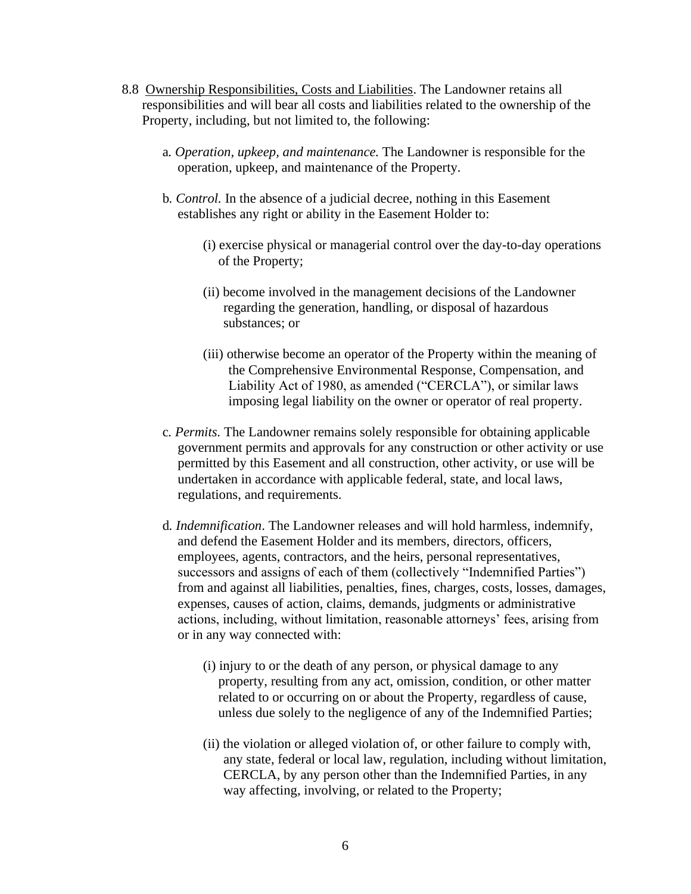8.8 Ownership Responsibilities, Costs and Liabilities. The Landowner retains all responsibilities and will bear all costs and liabilities related to the ownership of the Property, including, but not limited to, the following:

a. *Operation, upkeep, and maintenance.* The Landowner is responsible for the operation, upkeep, and maintenance of the Property.

b. *Control.* In the absence of a judicial decree, nothing in this Easement establishes any right or ability in the Easement Holder to:

(i) exercise physical or managerial control over the day-to-day operations of the Property;

(ii) become involved in the management decisions of the Landowner regarding the generation, handling, or disposal of hazardous substances; or

(iii) otherwise become an operator of the Property within the meaning of the Comprehensive Environmental Response, Compensation, and Liability Act of 1980, as amended ("CERCLA"), or similar laws imposing legal liability on the owner or operator of real property.

c. *Permits.* The Landowner remains solely responsible for obtaining applicable government permits and approvals for any construction or other activity or use permitted by this Easement and all construction, other activity, or use will be undertaken in accordance with applicable federal, state, and local laws, regulations, and requirements.

d. *Indemnification*. The Landowner releases and will hold harmless, indemnify, and defend the Easement Holder and its members, directors, officers, employees, agents, contractors, and the heirs, personal representatives, successors and assigns of each of them (collectively "Indemnified Parties") from and against all liabilities, penalties, fines, charges, costs, losses, damages, expenses, causes of action, claims, demands, judgments or administrative actions, including, without limitation, reasonable attorneys' fees, arising from or in any way connected with:

(i) injury to or the death of any person, or physical damage to any property, resulting from any act, omission, condition, or other matter related to or occurring on or about the Property, regardless of cause, unless due solely to the negligence of any of the Indemnified Parties;

(ii) the violation or alleged violation of, or other failure to comply with, any state, federal or local law, regulation, including without limitation, CERCLA, by any person other than the Indemnified Parties, in any way affecting, involving, or related to the Property;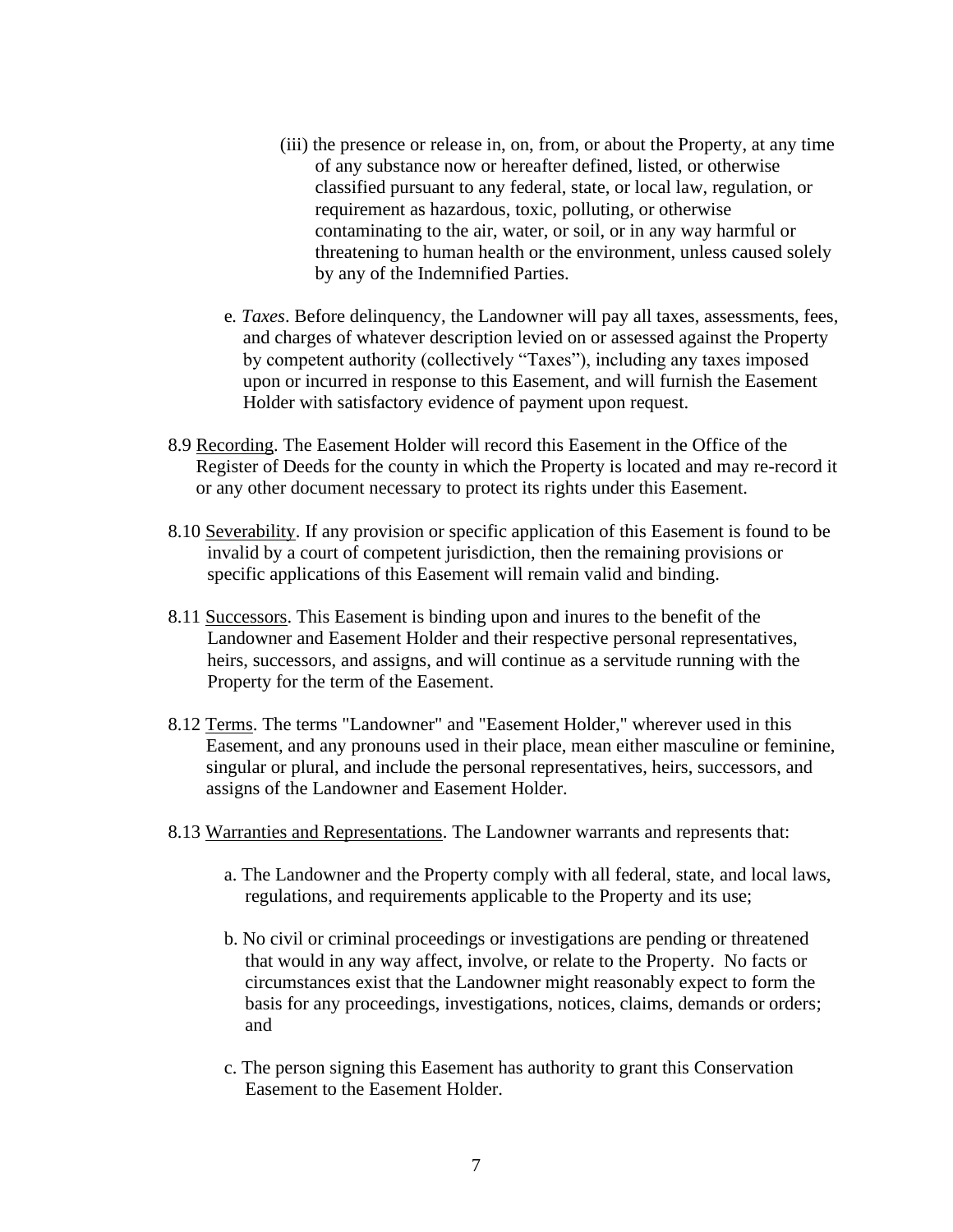(iii) the presence or release in, on, from, or about the Property, at any time of any substance now or hereafter defined, listed, or otherwise classified pursuant to any federal, state, or local law, regulation, or requirement as hazardous, toxic, polluting, or otherwise contaminating to the air, water, or soil, or in any way harmful or threatening to human health or the environment, unless caused solely by any of the Indemnified Parties.

e. *Taxes*. Before delinquency, the Landowner will pay all taxes, assessments, fees, and charges of whatever description levied on or assessed against the Property by competent authority (collectively "Taxes"), including any taxes imposed upon or incurred in response to this Easement, and will furnish the Easement Holder with satisfactory evidence of payment upon request.

8.9 Recording. The Easement Holder will record this Easement in the Office of the Register of Deeds for the county in which the Property is located and may re-record it or any other document necessary to protect its rights under this Easement.

8.10 Severability. If any provision or specific application of this Easement is found to be invalid by a court of competent jurisdiction, then the remaining provisions or specific applications of this Easement will remain valid and binding.

8.11 Successors. This Easement is binding upon and inures to the benefit of the Landowner and Easement Holder and their respective personal representatives, heirs, successors, and assigns, and will continue as a servitude running with the Property for the term of the Easement.

8.12 Terms. The terms "Landowner" and "Easement Holder," wherever used in this Easement, and any pronouns used in their place, mean either masculine or feminine, singular or plural, and include the personal representatives, heirs, successors, and assigns of the Landowner and Easement Holder.

8.13 Warranties and Representations. The Landowner warrants and represents that:

a. The Landowner and the Property comply with all federal, state, and local laws, regulations, and requirements applicable to the Property and its use;

b. No civil or criminal proceedings or investigations are pending or threatened that would in any way affect, involve, or relate to the Property. No facts or circumstances exist that the Landowner might reasonably expect to form the basis for any proceedings, investigations, notices, claims, demands or orders; and

c. The person signing this Easement has authority to grant this Conservation Easement to the Easement Holder.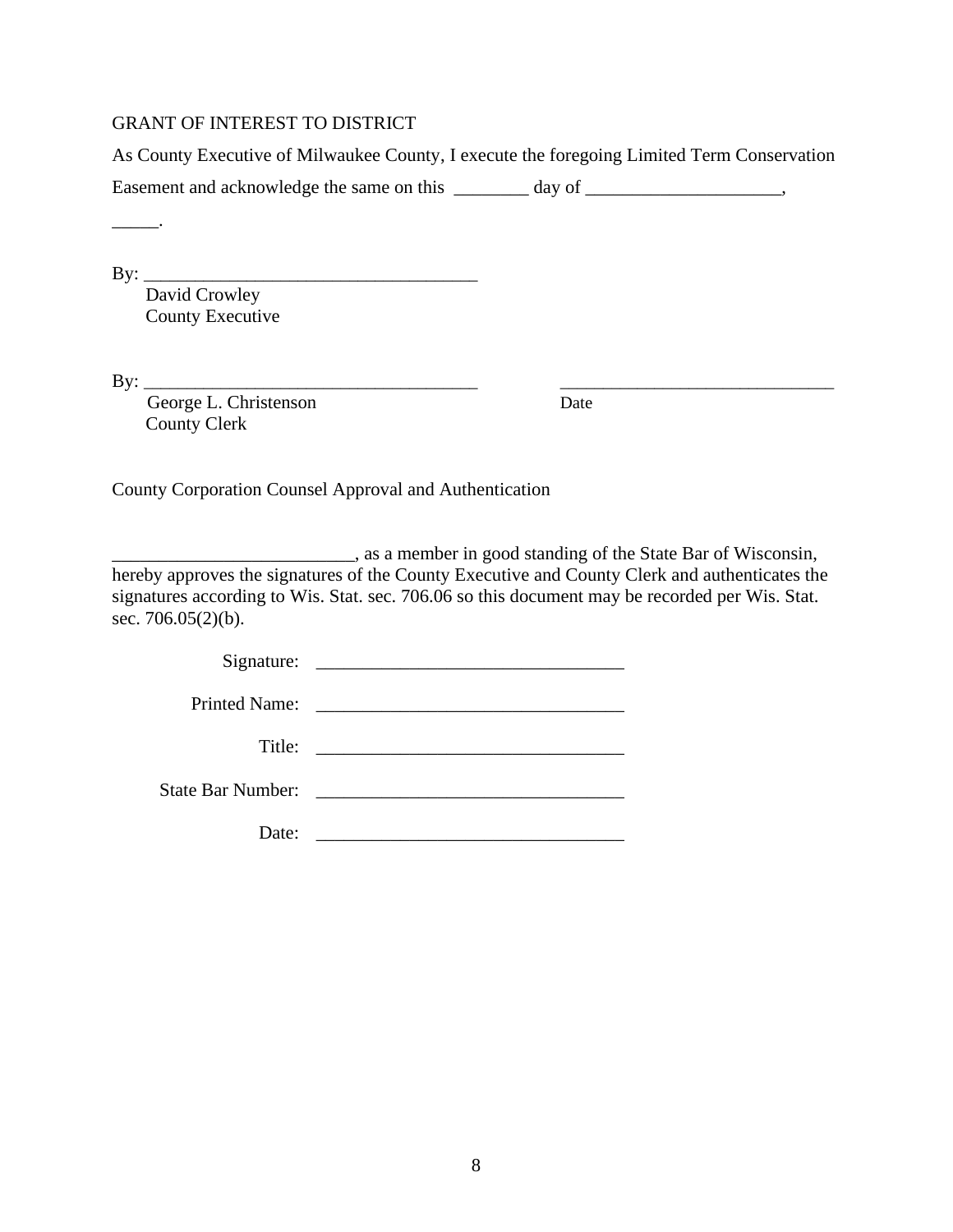GRANT OF INTEREST TO DISTRICT

As County Executive of Milwaukee County, I execute the foregoing Limited Term Conservation Easement and acknowledge the same on this ________ day of _____________________, _____.

By: ____________________________________
David Crowley
County Executive

By: ____________________________________ ______________________________
George L. Christenson Date
County Clerk

County Corporation Counsel Approval and Authentication

__________________________, as a member in good standing of the State Bar of Wisconsin, hereby approves the signatures of the County Executive and County Clerk and authenticates the signatures according to Wis. Stat. sec. 706.06 so this document may be recorded per Wis. Stat. sec. 706.05(2)(b).

Signature: _________________________________

Printed Name: _________________________________

Title: _________________________________

State Bar Number: _________________________________

Date: _________________________________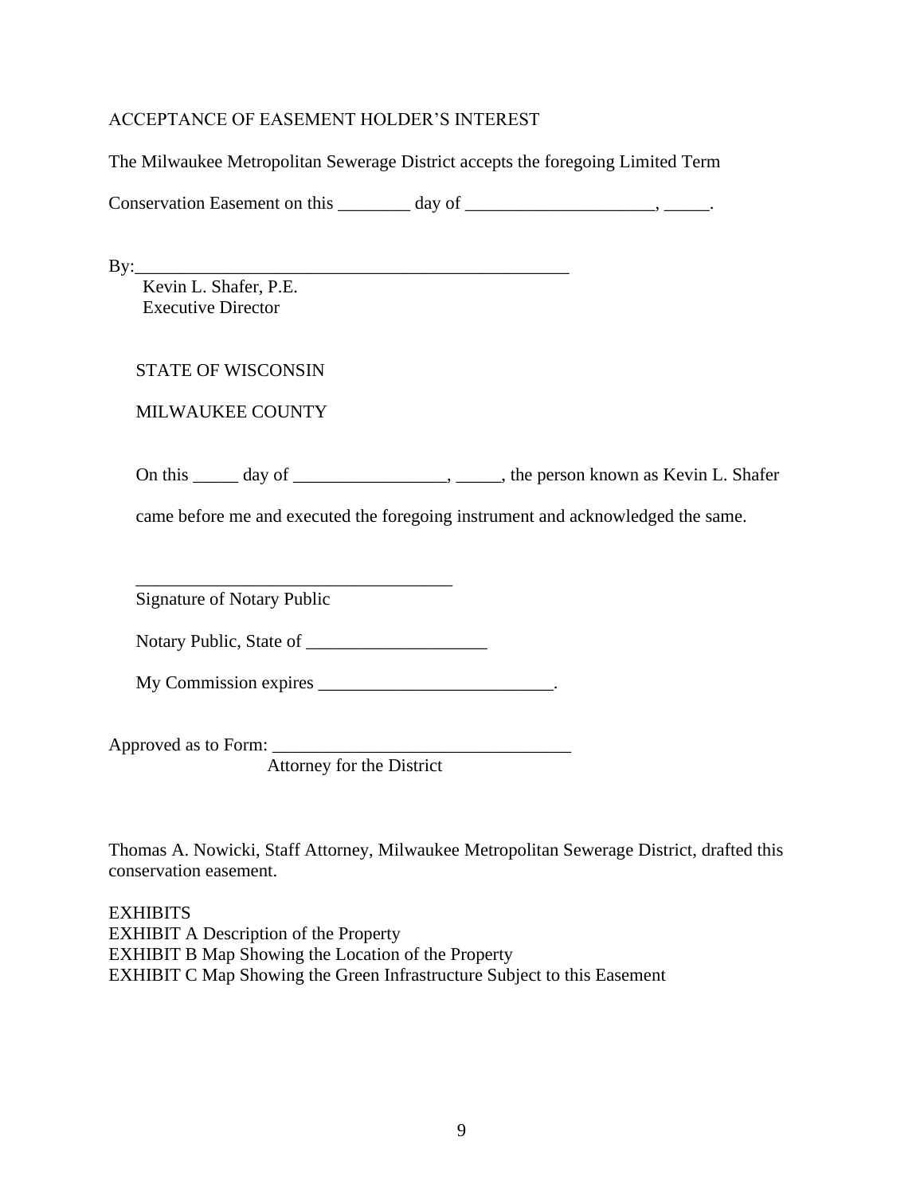ACCEPTANCE OF EASEMENT HOLDER'S INTEREST

The Milwaukee Metropolitan Sewerage District accepts the foregoing Limited Term Conservation Easement on this ________ day of _____________________, _____.

By:__________________________________________________
Kevin L. Shafer, P.E.
Executive Director

STATE OF WISCONSIN

MILWAUKEE COUNTY

On this _____ day of _________________, _____, the person known as Kevin L. Shafer came before me and executed the foregoing instrument and acknowledged the same.

____________________________________
Signature of Notary Public

Notary Public, State of ____________________

My Commission expires __________________________.

Approved as to Form: _________________________________
Attorney for the District

Thomas A. Nowicki, Staff Attorney, Milwaukee Metropolitan Sewerage District, drafted this conservation easement.

EXHIBITS
EXHIBIT A Description of the Property
EXHIBIT B Map Showing the Location of the Property
EXHIBIT C Map Showing the Green Infrastructure Subject to this Easement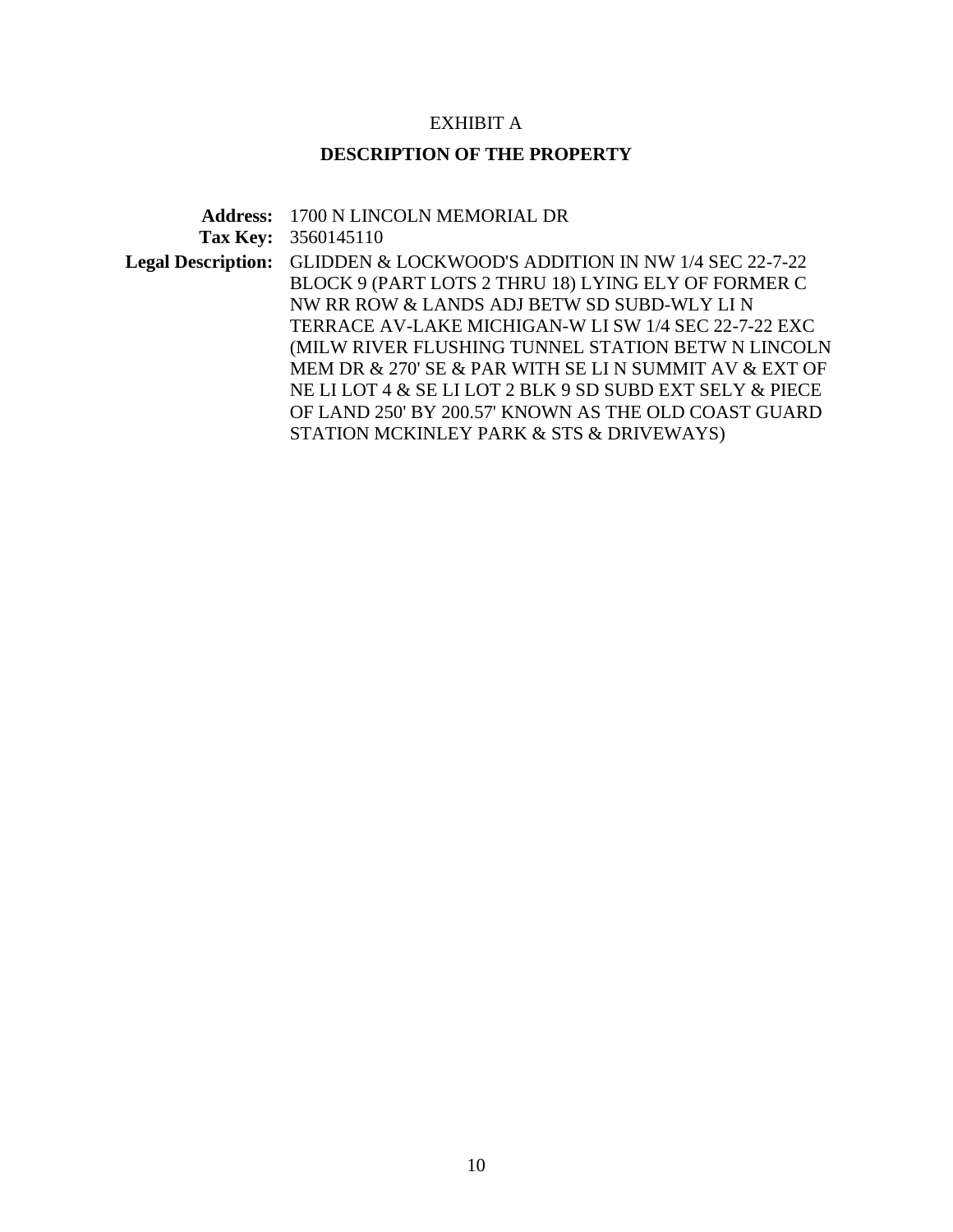# EXHIBIT A

## DESCRIPTION OF THE PROPERTY

**Address:** 1700 N LINCOLN MEMORIAL DR

**Tax Key:** 3560145110

**Legal Description:** GLIDDEN & LOCKWOOD'S ADDITION IN NW 1/4 SEC 22-7-22 BLOCK 9 (PART LOTS 2 THRU 18) LYING ELY OF FORMER C NW RR ROW & LANDS ADJ BETW SD SUBD-WLY LI N TERRACE AV-LAKE MICHIGAN-W LI SW 1/4 SEC 22-7-22 EXC (MILW RIVER FLUSHING TUNNEL STATION BETW N LINCOLN MEM DR & 270' SE & PAR WITH SE LI N SUMMIT AV & EXT OF NE LI LOT 4 & SE LI LOT 2 BLK 9 SD SUBD EXT SELY & PIECE OF LAND 250' BY 200.57' KNOWN AS THE OLD COAST GUARD STATION MCKINLEY PARK & STS & DRIVEWAYS)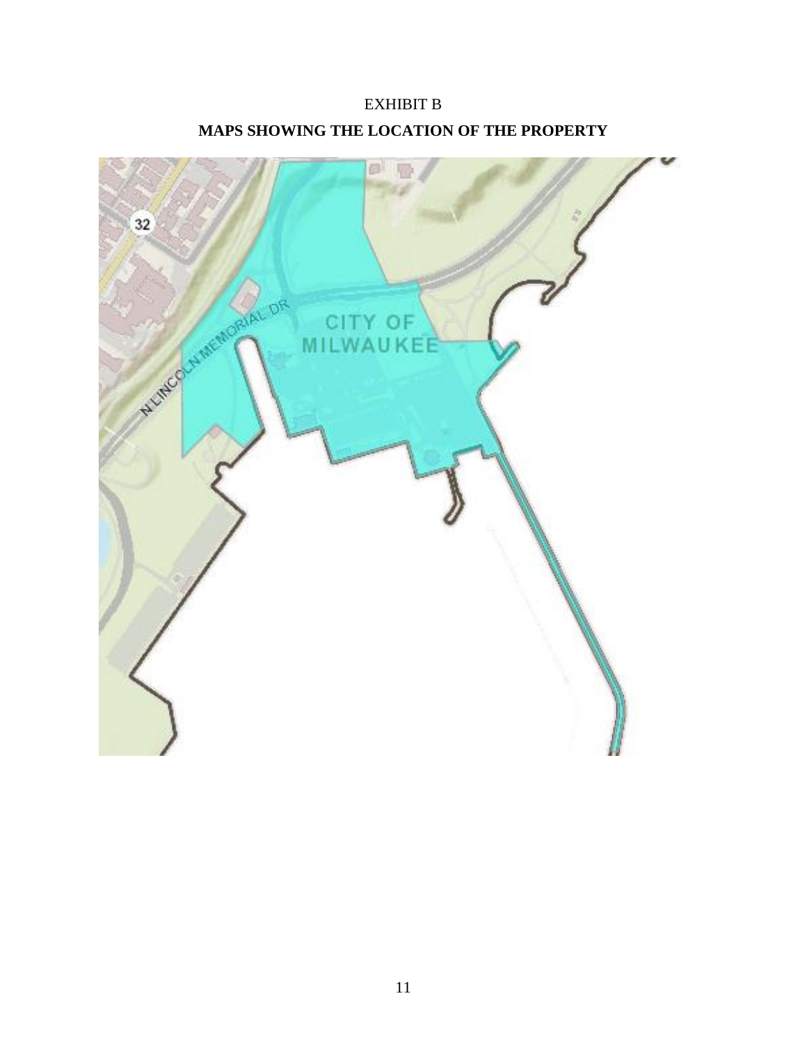EXHIBIT B

**MAPS SHOWING THE LOCATION OF THE PROPERTY**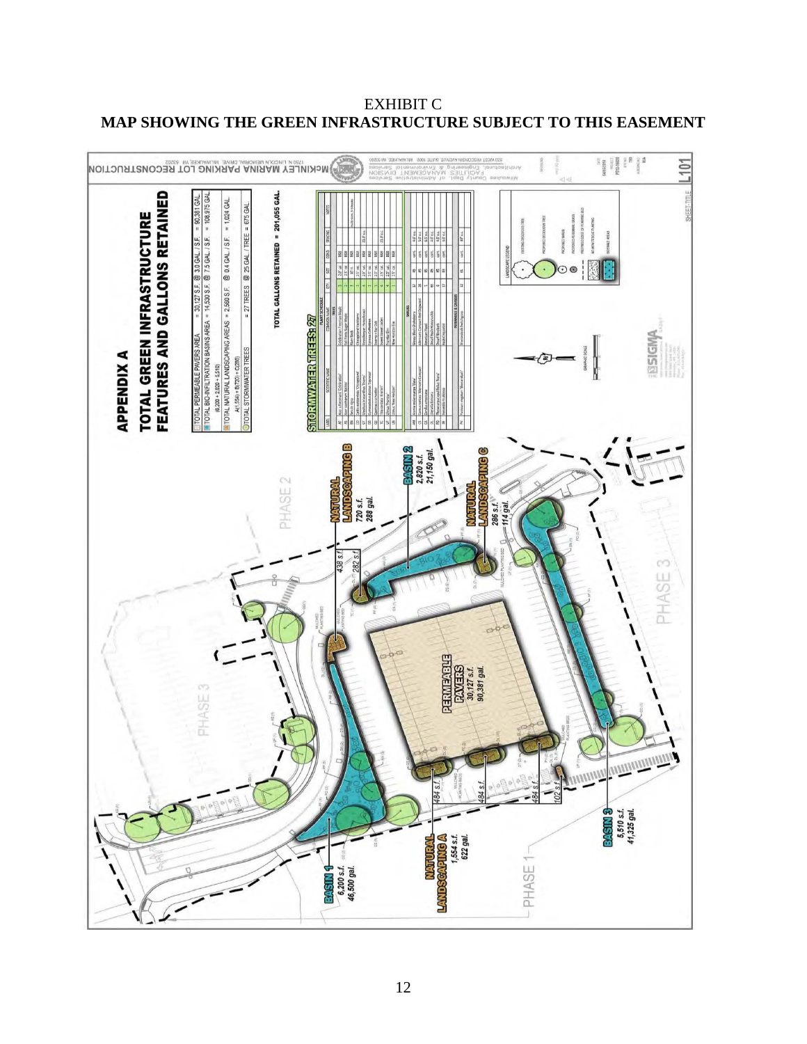EXHIBIT C

**MAP SHOWING THE GREEN INFRASTRUCTURE SUBJECT TO THIS EASEMENT**

APPENDIX A

TOTAL GREEN INFRASTRUCTURE FEATURES AND GALLONS RETAINED

TOTAL PERMEABLE PAVERS AREA = 30,127 S.F. @ 3.0 GAL. / S.F. = 90,381 GAL.

TOTAL BIO-INFILTRATION BASINS AREA = 14,530 S.F. @ 7.5 GAL. / S.F. = 108,975 GAL.

(6,200 + 2,820 + 5,510)

TOTAL NATURAL LANDSCAPING AREAS = 2,560 S.F. @ 0.4 GAL. / S.F. = 1,024 GAL.

A(1,554) + B(720) + C(286)

TOTAL STORMWATER TREES = 27 TREES @ 25 GAL. / TREE = 675 GAL.

TOTAL GALLONS RETAINED = 201,055 GAL.

STORMWATER TREES: 27

BASIN 1
6,200 s.f.
46,500 gal.

BASIN 2
2,820 s.f.
21,150 gal.

BASIN 3
5,510 s.f.
41,325 gal.

NATURAL LANDSCAPING A
1,554 s.f.
622 gal.

NATURAL LANDSCAPING B
720 s.f.
288 gal.

NATURAL LANDSCAPING C
286 s.f.
114 gal.

PERMEABLE PAVERS
30,127 s.f.
90,381 gal.

438 s.f.

282 s.f.

484 s.f.

484 s.f.

484 s.f.

102 s.f.

PHASE 1

PHASE 2

PHASE 3

PHASE 3

McKINLEY MARINA PARKING LOT RECONSTRUCTION

1750 N. LINCOLN MEMORIAL DRIVE MILWAUKEE, WI 53202

Milwaukee County Dept. of Administrative Services
FACILITIES MANAGEMENT DIVISION
Architectural, Engineering & Environmental Services

633 WEST WISCONSIN AVENUE, SUITE 1000 MILWAUKEE, WI 53203

L101